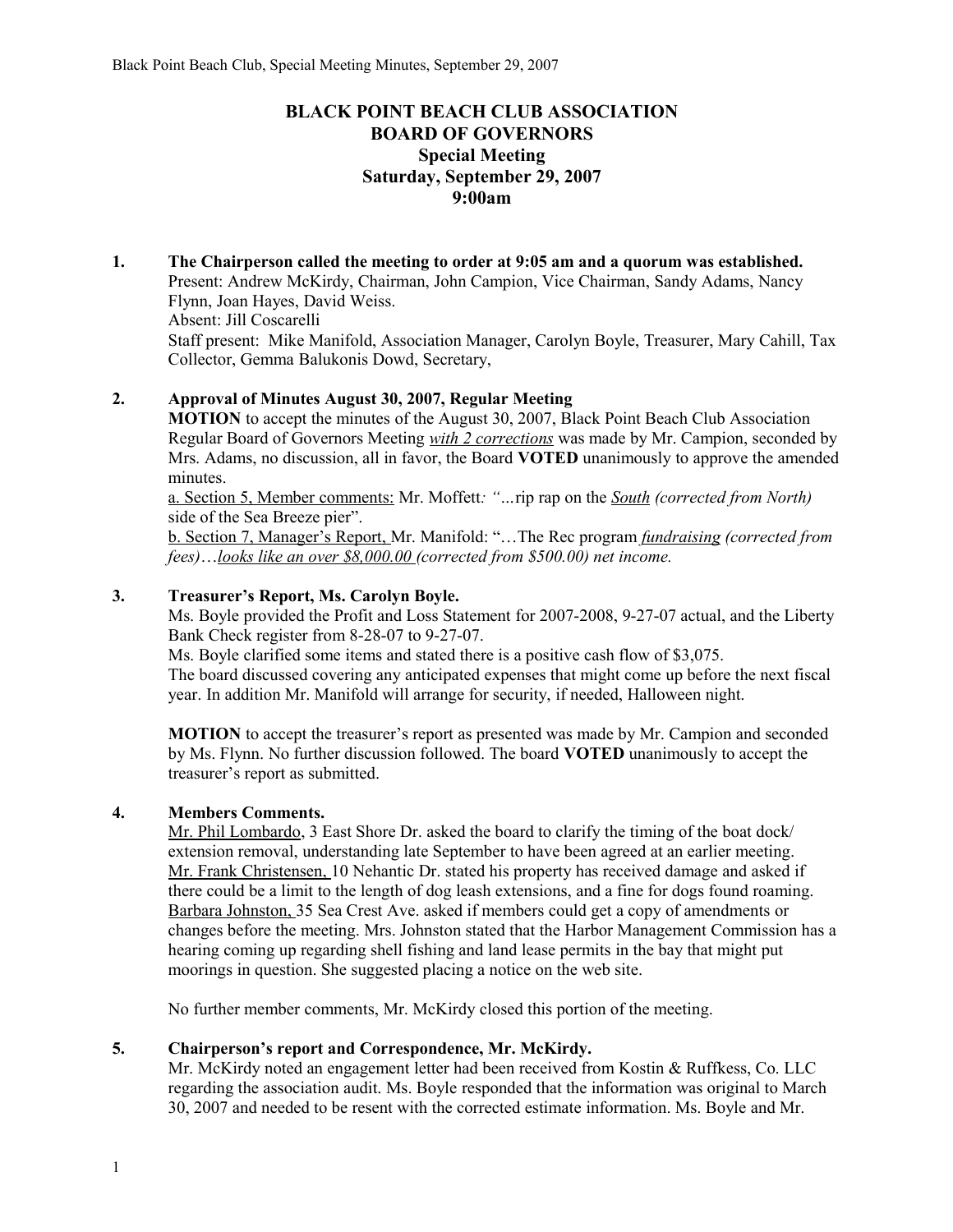# BLACK POINT BEACH CLUB ASSOCIATION
## BOARD OF GOVERNORS
### Special Meeting
### Saturday, September 29, 2007
### 9:00am

**1. The Chairperson called the meeting to order at 9:05 am and a quorum was established.**

Present: Andrew McKirdy, Chairman, John Campion, Vice Chairman, Sandy Adams, Nancy Flynn, Joan Hayes, David Weiss.

Absent: Jill Coscarelli

Staff present: Mike Manifold, Association Manager, Carolyn Boyle, Treasurer, Mary Cahill, Tax Collector, Gemma Balukonis Dowd, Secretary,

**2. Approval of Minutes August 30, 2007, Regular Meeting**

**MOTION** to accept the minutes of the August 30, 2007, Black Point Beach Club Association Regular Board of Governors Meeting *with 2 corrections* was made by Mr. Campion, seconded by Mrs. Adams, no discussion, all in favor, the Board **VOTED** unanimously to approve the amended minutes.

a. Section 5, Member comments: Mr. Moffett*: "…*rip rap on the ***South*** *(corrected from North)* side of the Sea Breeze pier".

b. Section 7, Manager's Report, Mr. Manifold: "…The Rec program ***fundraising*** *(corrected from fees)…looks like an over $8,000.00 (corrected from $500.00) net income.*

**3. Treasurer's Report, Ms. Carolyn Boyle.**

Ms. Boyle provided the Profit and Loss Statement for 2007-2008, 9-27-07 actual, and the Liberty Bank Check register from 8-28-07 to 9-27-07.

Ms. Boyle clarified some items and stated there is a positive cash flow of $3,075.

The board discussed covering any anticipated expenses that might come up before the next fiscal year. In addition Mr. Manifold will arrange for security, if needed, Halloween night.

**MOTION** to accept the treasurer's report as presented was made by Mr. Campion and seconded by Ms. Flynn. No further discussion followed. The board **VOTED** unanimously to accept the treasurer's report as submitted.

**4. Members Comments.**

Mr. Phil Lombardo, 3 East Shore Dr. asked the board to clarify the timing of the boat dock/ extension removal, understanding late September to have been agreed at an earlier meeting.

Mr. Frank Christensen, 10 Nehantic Dr. stated his property has received damage and asked if there could be a limit to the length of dog leash extensions, and a fine for dogs found roaming.

Barbara Johnston, 35 Sea Crest Ave. asked if members could get a copy of amendments or changes before the meeting. Mrs. Johnston stated that the Harbor Management Commission has a hearing coming up regarding shell fishing and land lease permits in the bay that might put moorings in question. She suggested placing a notice on the web site.

No further member comments, Mr. McKirdy closed this portion of the meeting.

**5. Chairperson's report and Correspondence, Mr. McKirdy.**

Mr. McKirdy noted an engagement letter had been received from Kostin & Ruffkess, Co. LLC regarding the association audit. Ms. Boyle responded that the information was original to March 30, 2007 and needed to be resent with the corrected estimate information. Ms. Boyle and Mr.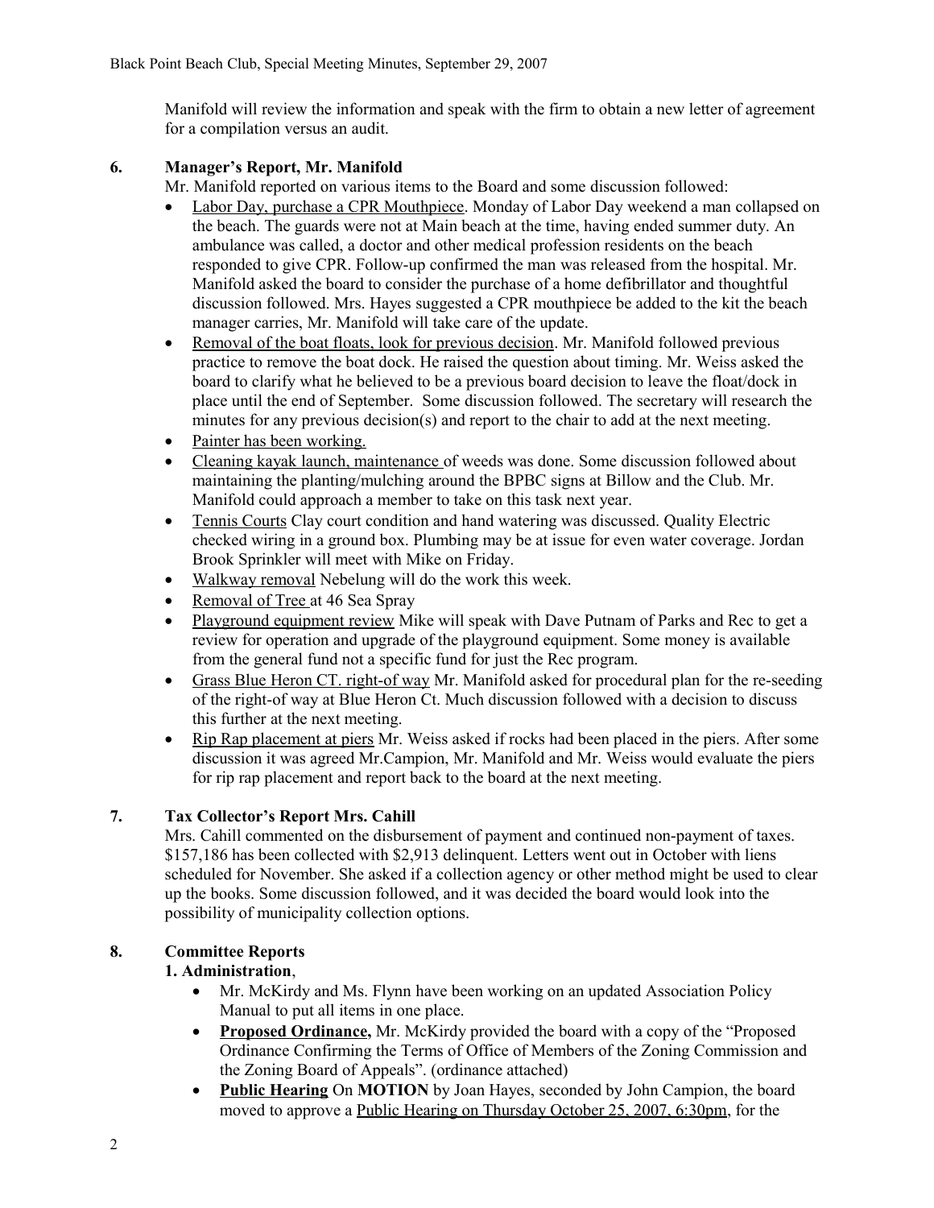Manifold will review the information and speak with the firm to obtain a new letter of agreement for a compilation versus an audit.

**6. Manager's Report, Mr. Manifold**

Mr. Manifold reported on various items to the Board and some discussion followed:

- Labor Day, purchase a CPR Mouthpiece. Monday of Labor Day weekend a man collapsed on the beach. The guards were not at Main beach at the time, having ended summer duty. An ambulance was called, a doctor and other medical profession residents on the beach responded to give CPR. Follow-up confirmed the man was released from the hospital. Mr. Manifold asked the board to consider the purchase of a home defibrillator and thoughtful discussion followed. Mrs. Hayes suggested a CPR mouthpiece be added to the kit the beach manager carries, Mr. Manifold will take care of the update.
- Removal of the boat floats, look for previous decision. Mr. Manifold followed previous practice to remove the boat dock. He raised the question about timing. Mr. Weiss asked the board to clarify what he believed to be a previous board decision to leave the float/dock in place until the end of September. Some discussion followed. The secretary will research the minutes for any previous decision(s) and report to the chair to add at the next meeting.
- Painter has been working.
- Cleaning kayak launch, maintenance of weeds was done. Some discussion followed about maintaining the planting/mulching around the BPBC signs at Billow and the Club. Mr. Manifold could approach a member to take on this task next year.
- Tennis Courts Clay court condition and hand watering was discussed. Quality Electric checked wiring in a ground box. Plumbing may be at issue for even water coverage. Jordan Brook Sprinkler will meet with Mike on Friday.
- Walkway removal Nebelung will do the work this week.
- Removal of Tree at 46 Sea Spray
- Playground equipment review Mike will speak with Dave Putnam of Parks and Rec to get a review for operation and upgrade of the playground equipment. Some money is available from the general fund not a specific fund for just the Rec program.
- Grass Blue Heron CT. right-of way Mr. Manifold asked for procedural plan for the re-seeding of the right-of way at Blue Heron Ct. Much discussion followed with a decision to discuss this further at the next meeting.
- Rip Rap placement at piers Mr. Weiss asked if rocks had been placed in the piers. After some discussion it was agreed Mr.Campion, Mr. Manifold and Mr. Weiss would evaluate the piers for rip rap placement and report back to the board at the next meeting.

**7. Tax Collector's Report Mrs. Cahill**

Mrs. Cahill commented on the disbursement of payment and continued non-payment of taxes. $157,186 has been collected with $2,913 delinquent. Letters went out in October with liens scheduled for November. She asked if a collection agency or other method might be used to clear up the books. Some discussion followed, and it was decided the board would look into the possibility of municipality collection options.

**8. Committee Reports**

**1. Administration**,

- Mr. McKirdy and Ms. Flynn have been working on an updated Association Policy Manual to put all items in one place.
- **Proposed Ordinance,** Mr. McKirdy provided the board with a copy of the "Proposed Ordinance Confirming the Terms of Office of Members of the Zoning Commission and the Zoning Board of Appeals". (ordinance attached)
- **Public Hearing** On **MOTION** by Joan Hayes, seconded by John Campion, the board moved to approve a Public Hearing on Thursday October 25, 2007, 6:30pm, for the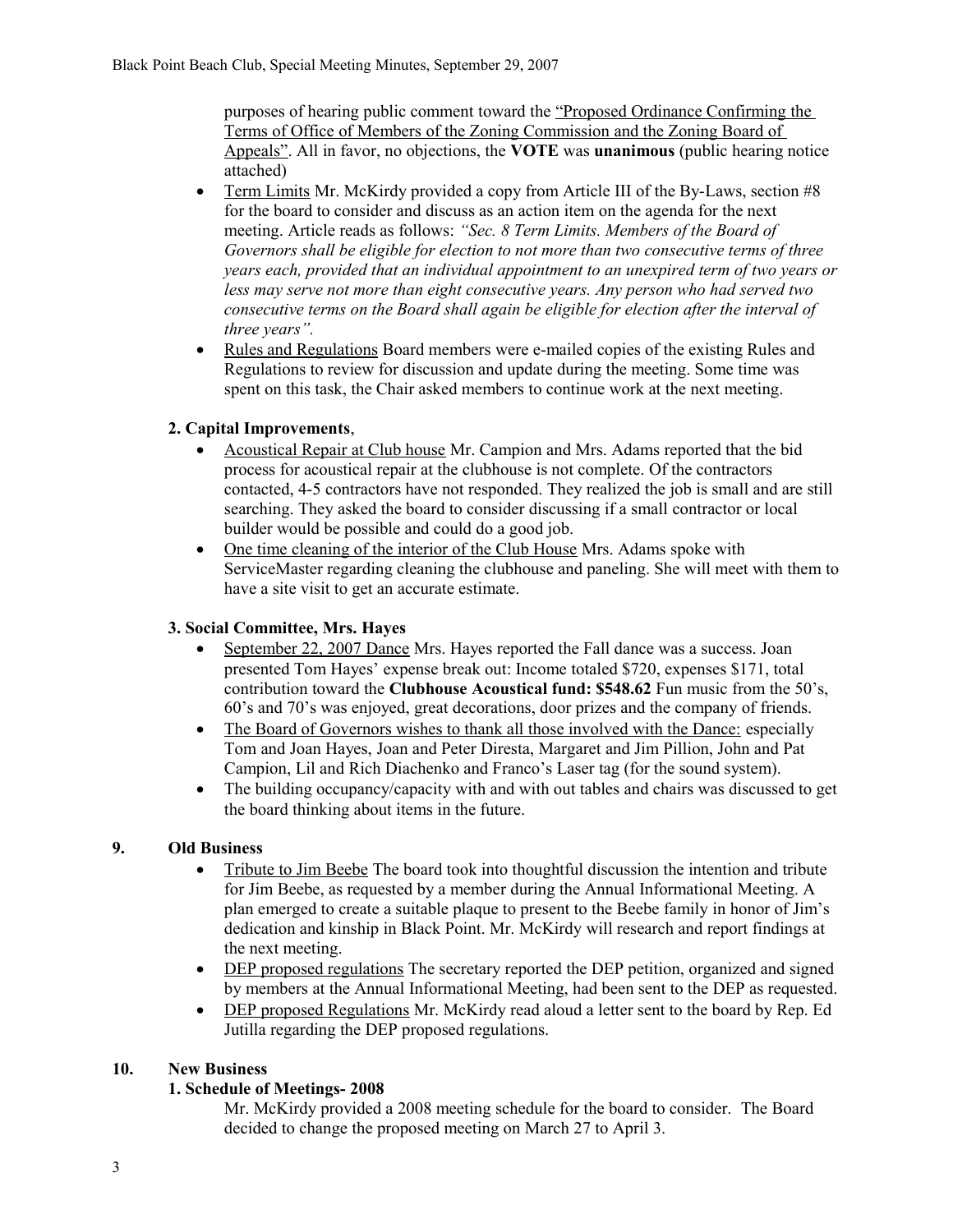purposes of hearing public comment toward the "Proposed Ordinance Confirming the Terms of Office of Members of the Zoning Commission and the Zoning Board of Appeals". All in favor, no objections, the **VOTE** was **unanimous** (public hearing notice attached)

- Term Limits Mr. McKirdy provided a copy from Article III of the By-Laws, section #8 for the board to consider and discuss as an action item on the agenda for the next meeting. Article reads as follows: *"Sec. 8 Term Limits. Members of the Board of Governors shall be eligible for election to not more than two consecutive terms of three years each, provided that an individual appointment to an unexpired term of two years or less may serve not more than eight consecutive years. Any person who had served two consecutive terms on the Board shall again be eligible for election after the interval of three years".*
- Rules and Regulations Board members were e-mailed copies of the existing Rules and Regulations to review for discussion and update during the meeting. Some time was spent on this task, the Chair asked members to continue work at the next meeting.

**2. Capital Improvements**,

- Acoustical Repair at Club house Mr. Campion and Mrs. Adams reported that the bid process for acoustical repair at the clubhouse is not complete. Of the contractors contacted, 4-5 contractors have not responded. They realized the job is small and are still searching. They asked the board to consider discussing if a small contractor or local builder would be possible and could do a good job.
- One time cleaning of the interior of the Club House Mrs. Adams spoke with ServiceMaster regarding cleaning the clubhouse and paneling. She will meet with them to have a site visit to get an accurate estimate.

**3. Social Committee, Mrs. Hayes**

- September 22, 2007 Dance Mrs. Hayes reported the Fall dance was a success. Joan presented Tom Hayes' expense break out: Income totaled $720, expenses $171, total contribution toward the **Clubhouse Acoustical fund: $548.62** Fun music from the 50's, 60's and 70's was enjoyed, great decorations, door prizes and the company of friends.
- The Board of Governors wishes to thank all those involved with the Dance: especially Tom and Joan Hayes, Joan and Peter Diresta, Margaret and Jim Pillion, John and Pat Campion, Lil and Rich Diachenko and Franco's Laser tag (for the sound system).
- The building occupancy/capacity with and with out tables and chairs was discussed to get the board thinking about items in the future.

## 9. Old Business

- Tribute to Jim Beebe The board took into thoughtful discussion the intention and tribute for Jim Beebe, as requested by a member during the Annual Informational Meeting. A plan emerged to create a suitable plaque to present to the Beebe family in honor of Jim's dedication and kinship in Black Point. Mr. McKirdy will research and report findings at the next meeting.
- DEP proposed regulations The secretary reported the DEP petition, organized and signed by members at the Annual Informational Meeting, had been sent to the DEP as requested.
- DEP proposed Regulations Mr. McKirdy read aloud a letter sent to the board by Rep. Ed Jutilla regarding the DEP proposed regulations.

## 10. New Business

**1. Schedule of Meetings- 2008**

Mr. McKirdy provided a 2008 meeting schedule for the board to consider. The Board decided to change the proposed meeting on March 27 to April 3.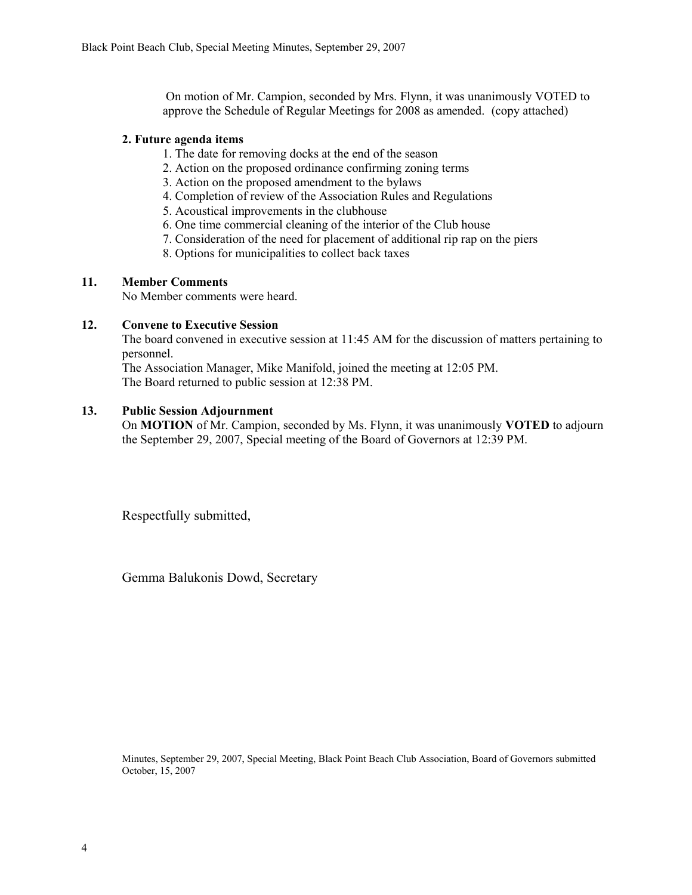On motion of Mr. Campion, seconded by Mrs. Flynn, it was unanimously VOTED to approve the Schedule of Regular Meetings for 2008 as amended. (copy attached)

**2. Future agenda items**

1. The date for removing docks at the end of the season
2. Action on the proposed ordinance confirming zoning terms
3. Action on the proposed amendment to the bylaws
4. Completion of review of the Association Rules and Regulations
5. Acoustical improvements in the clubhouse
6. One time commercial cleaning of the interior of the Club house
7. Consideration of the need for placement of additional rip rap on the piers
8. Options for municipalities to collect back taxes

**11. Member Comments**

No Member comments were heard.

**12. Convene to Executive Session**

The board convened in executive session at 11:45 AM for the discussion of matters pertaining to personnel.
The Association Manager, Mike Manifold, joined the meeting at 12:05 PM.
The Board returned to public session at 12:38 PM.

**13. Public Session Adjournment**

On **MOTION** of Mr. Campion, seconded by Ms. Flynn, it was unanimously **VOTED** to adjourn the September 29, 2007, Special meeting of the Board of Governors at 12:39 PM.

Respectfully submitted,

Gemma Balukonis Dowd, Secretary

Minutes, September 29, 2007, Special Meeting, Black Point Beach Club Association, Board of Governors submitted October, 15, 2007